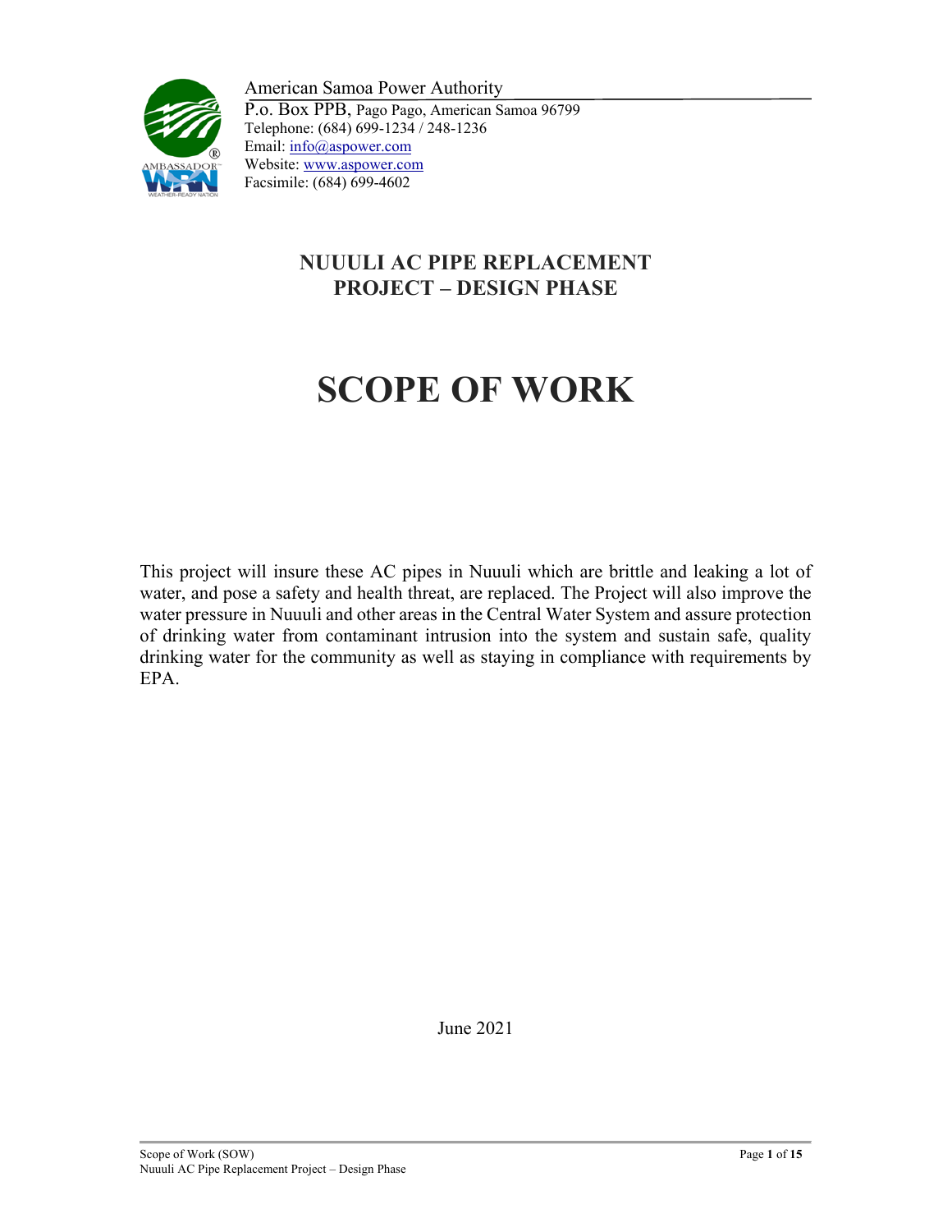American Samoa Power Authority
P.o. Box PPB, Pago Pago, American Samoa 96799
Telephone: (684) 699-1234 / 248-1236
Email: info@aspower.com
Website: www.aspower.com
Facsimile: (684) 699-4602

## NUUULI AC PIPE REPLACEMENT PROJECT – DESIGN PHASE

# SCOPE OF WORK

This project will insure these AC pipes in Nuuuli which are brittle and leaking a lot of water, and pose a safety and health threat, are replaced. The Project will also improve the water pressure in Nuuuli and other areas in the Central Water System and assure protection of drinking water from contaminant intrusion into the system and sustain safe, quality drinking water for the community as well as staying in compliance with requirements by EPA.

June 2021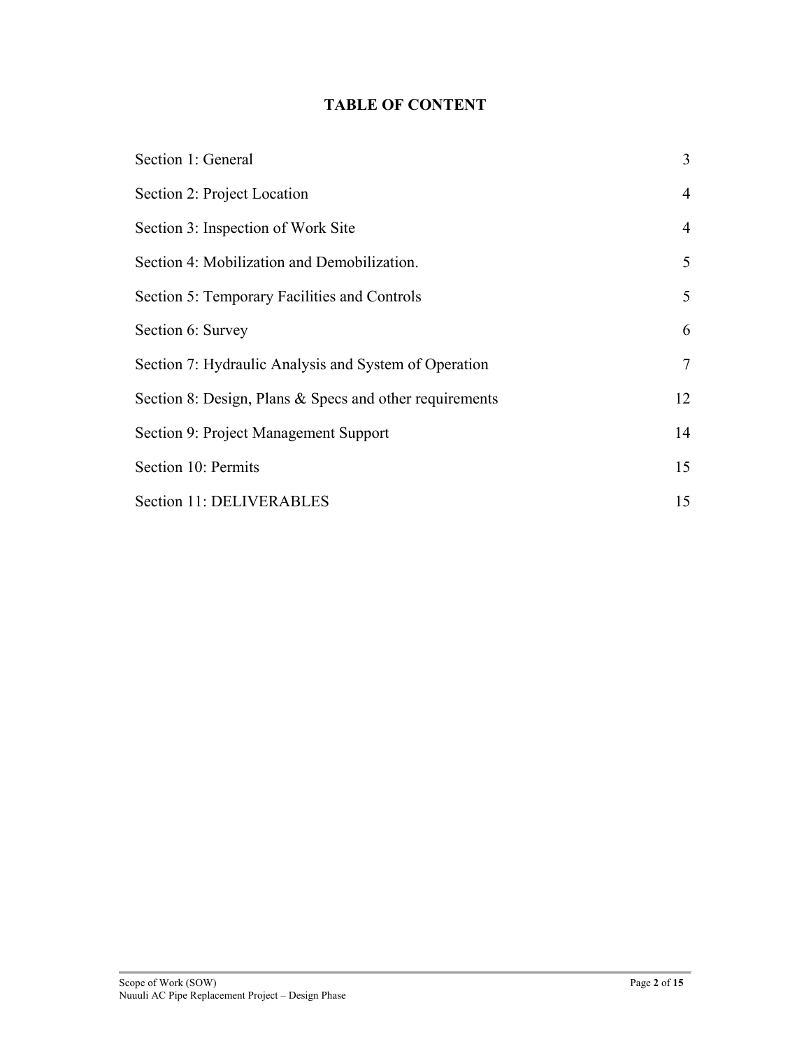# TABLE OF CONTENT

| | |
|---|---|
| Section 1: General | 3 |
| Section 2: Project Location | 4 |
| Section 3: Inspection of Work Site | 4 |
| Section 4: Mobilization and Demobilization. | 5 |
| Section 5: Temporary Facilities and Controls | 5 |
| Section 6: Survey | 6 |
| Section 7: Hydraulic Analysis and System of Operation | 7 |
| Section 8: Design, Plans & Specs and other requirements | 12 |
| Section 9: Project Management Support | 14 |
| Section 10: Permits | 15 |
| Section 11: DELIVERABLES | 15 |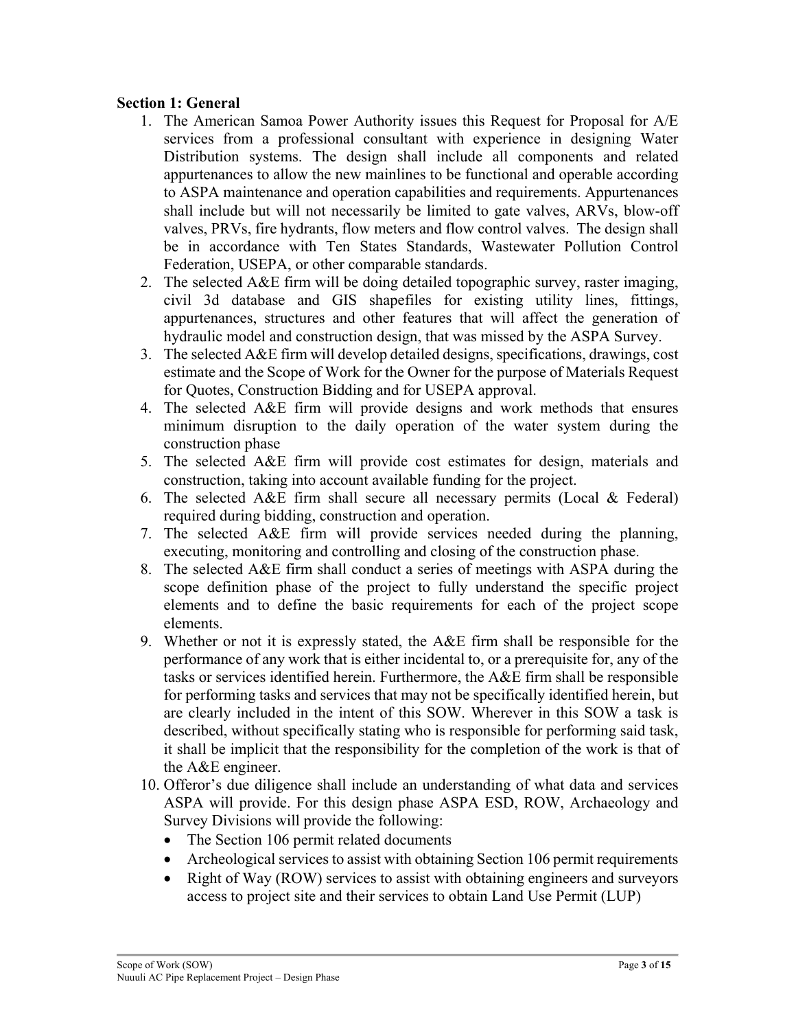**Section 1: General**

1. The American Samoa Power Authority issues this Request for Proposal for A/E services from a professional consultant with experience in designing Water Distribution systems. The design shall include all components and related appurtenances to allow the new mainlines to be functional and operable according to ASPA maintenance and operation capabilities and requirements. Appurtenances shall include but will not necessarily be limited to gate valves, ARVs, blow-off valves, PRVs, fire hydrants, flow meters and flow control valves. The design shall be in accordance with Ten States Standards, Wastewater Pollution Control Federation, USEPA, or other comparable standards.
2. The selected A&E firm will be doing detailed topographic survey, raster imaging, civil 3d database and GIS shapefiles for existing utility lines, fittings, appurtenances, structures and other features that will affect the generation of hydraulic model and construction design, that was missed by the ASPA Survey.
3. The selected A&E firm will develop detailed designs, specifications, drawings, cost estimate and the Scope of Work for the Owner for the purpose of Materials Request for Quotes, Construction Bidding and for USEPA approval.
4. The selected A&E firm will provide designs and work methods that ensures minimum disruption to the daily operation of the water system during the construction phase
5. The selected A&E firm will provide cost estimates for design, materials and construction, taking into account available funding for the project.
6. The selected A&E firm shall secure all necessary permits (Local & Federal) required during bidding, construction and operation.
7. The selected A&E firm will provide services needed during the planning, executing, monitoring and controlling and closing of the construction phase.
8. The selected A&E firm shall conduct a series of meetings with ASPA during the scope definition phase of the project to fully understand the specific project elements and to define the basic requirements for each of the project scope elements.
9. Whether or not it is expressly stated, the A&E firm shall be responsible for the performance of any work that is either incidental to, or a prerequisite for, any of the tasks or services identified herein. Furthermore, the A&E firm shall be responsible for performing tasks and services that may not be specifically identified herein, but are clearly included in the intent of this SOW. Wherever in this SOW a task is described, without specifically stating who is responsible for performing said task, it shall be implicit that the responsibility for the completion of the work is that of the A&E engineer.
10. Offeror's due diligence shall include an understanding of what data and services ASPA will provide. For this design phase ASPA ESD, ROW, Archaeology and Survey Divisions will provide the following:
    - The Section 106 permit related documents
    - Archeological services to assist with obtaining Section 106 permit requirements
    - Right of Way (ROW) services to assist with obtaining engineers and surveyors access to project site and their services to obtain Land Use Permit (LUP)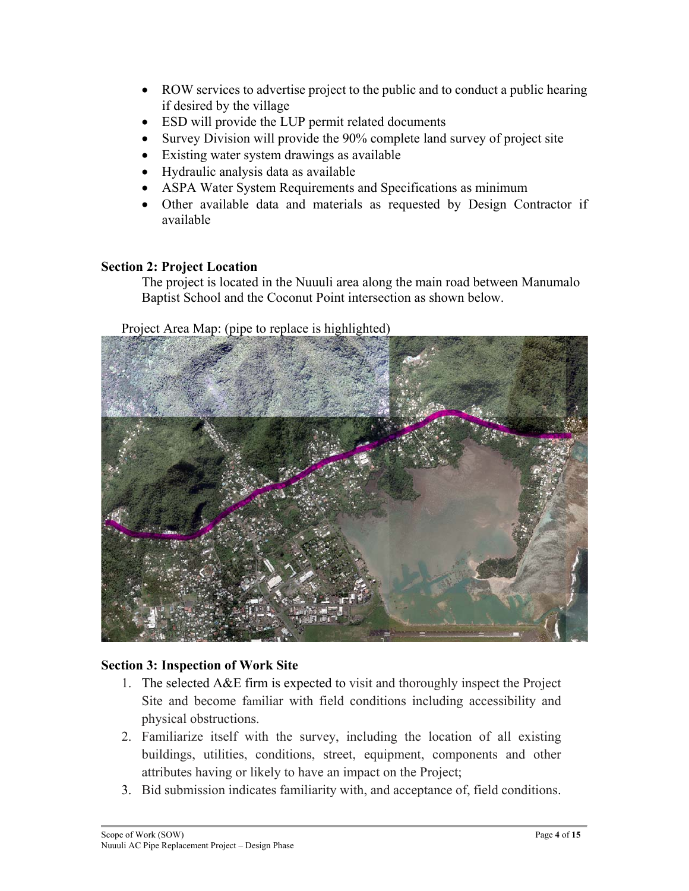- ROW services to advertise project to the public and to conduct a public hearing if desired by the village
- ESD will provide the LUP permit related documents
- Survey Division will provide the 90% complete land survey of project site
- Existing water system drawings as available
- Hydraulic analysis data as available
- ASPA Water System Requirements and Specifications as minimum
- Other available data and materials as requested by Design Contractor if available

**Section 2: Project Location**

The project is located in the Nuuuli area along the main road between Manumalo Baptist School and the Coconut Point intersection as shown below.

Project Area Map: (pipe to replace is highlighted)

**Section 3: Inspection of Work Site**

1. The selected A&E firm is expected to visit and thoroughly inspect the Project Site and become familiar with field conditions including accessibility and physical obstructions.
2. Familiarize itself with the survey, including the location of all existing buildings, utilities, conditions, street, equipment, components and other attributes having or likely to have an impact on the Project;
3. Bid submission indicates familiarity with, and acceptance of, field conditions.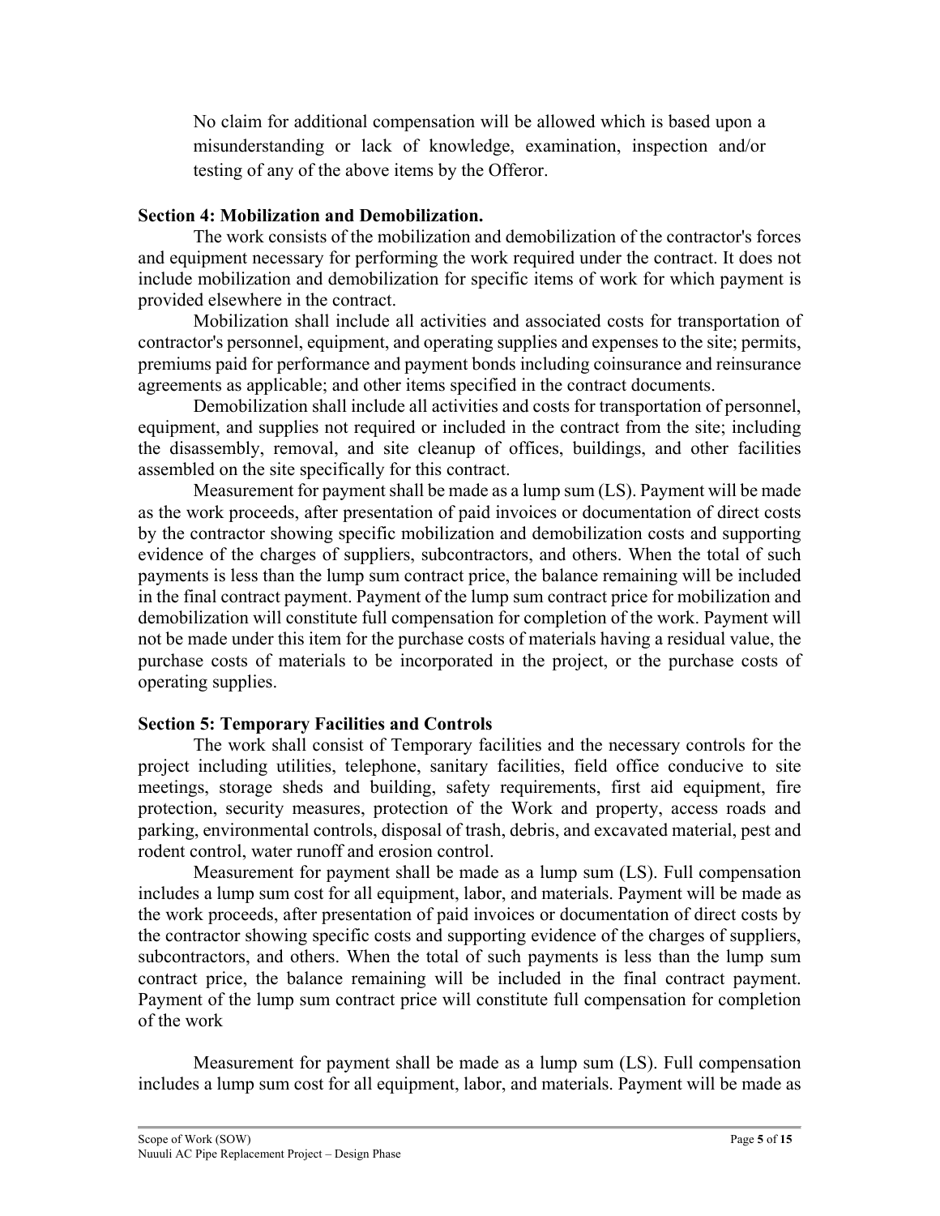No claim for additional compensation will be allowed which is based upon a misunderstanding or lack of knowledge, examination, inspection and/or testing of any of the above items by the Offeror.

**Section 4: Mobilization and Demobilization.**

The work consists of the mobilization and demobilization of the contractor's forces and equipment necessary for performing the work required under the contract. It does not include mobilization and demobilization for specific items of work for which payment is provided elsewhere in the contract.

Mobilization shall include all activities and associated costs for transportation of contractor's personnel, equipment, and operating supplies and expenses to the site; permits, premiums paid for performance and payment bonds including coinsurance and reinsurance agreements as applicable; and other items specified in the contract documents.

Demobilization shall include all activities and costs for transportation of personnel, equipment, and supplies not required or included in the contract from the site; including the disassembly, removal, and site cleanup of offices, buildings, and other facilities assembled on the site specifically for this contract.

Measurement for payment shall be made as a lump sum (LS). Payment will be made as the work proceeds, after presentation of paid invoices or documentation of direct costs by the contractor showing specific mobilization and demobilization costs and supporting evidence of the charges of suppliers, subcontractors, and others. When the total of such payments is less than the lump sum contract price, the balance remaining will be included in the final contract payment. Payment of the lump sum contract price for mobilization and demobilization will constitute full compensation for completion of the work. Payment will not be made under this item for the purchase costs of materials having a residual value, the purchase costs of materials to be incorporated in the project, or the purchase costs of operating supplies.

**Section 5: Temporary Facilities and Controls**

The work shall consist of Temporary facilities and the necessary controls for the project including utilities, telephone, sanitary facilities, field office conducive to site meetings, storage sheds and building, safety requirements, first aid equipment, fire protection, security measures, protection of the Work and property, access roads and parking, environmental controls, disposal of trash, debris, and excavated material, pest and rodent control, water runoff and erosion control.

Measurement for payment shall be made as a lump sum (LS). Full compensation includes a lump sum cost for all equipment, labor, and materials. Payment will be made as the work proceeds, after presentation of paid invoices or documentation of direct costs by the contractor showing specific costs and supporting evidence of the charges of suppliers, subcontractors, and others. When the total of such payments is less than the lump sum contract price, the balance remaining will be included in the final contract payment. Payment of the lump sum contract price will constitute full compensation for completion of the work

Measurement for payment shall be made as a lump sum (LS). Full compensation includes a lump sum cost for all equipment, labor, and materials. Payment will be made as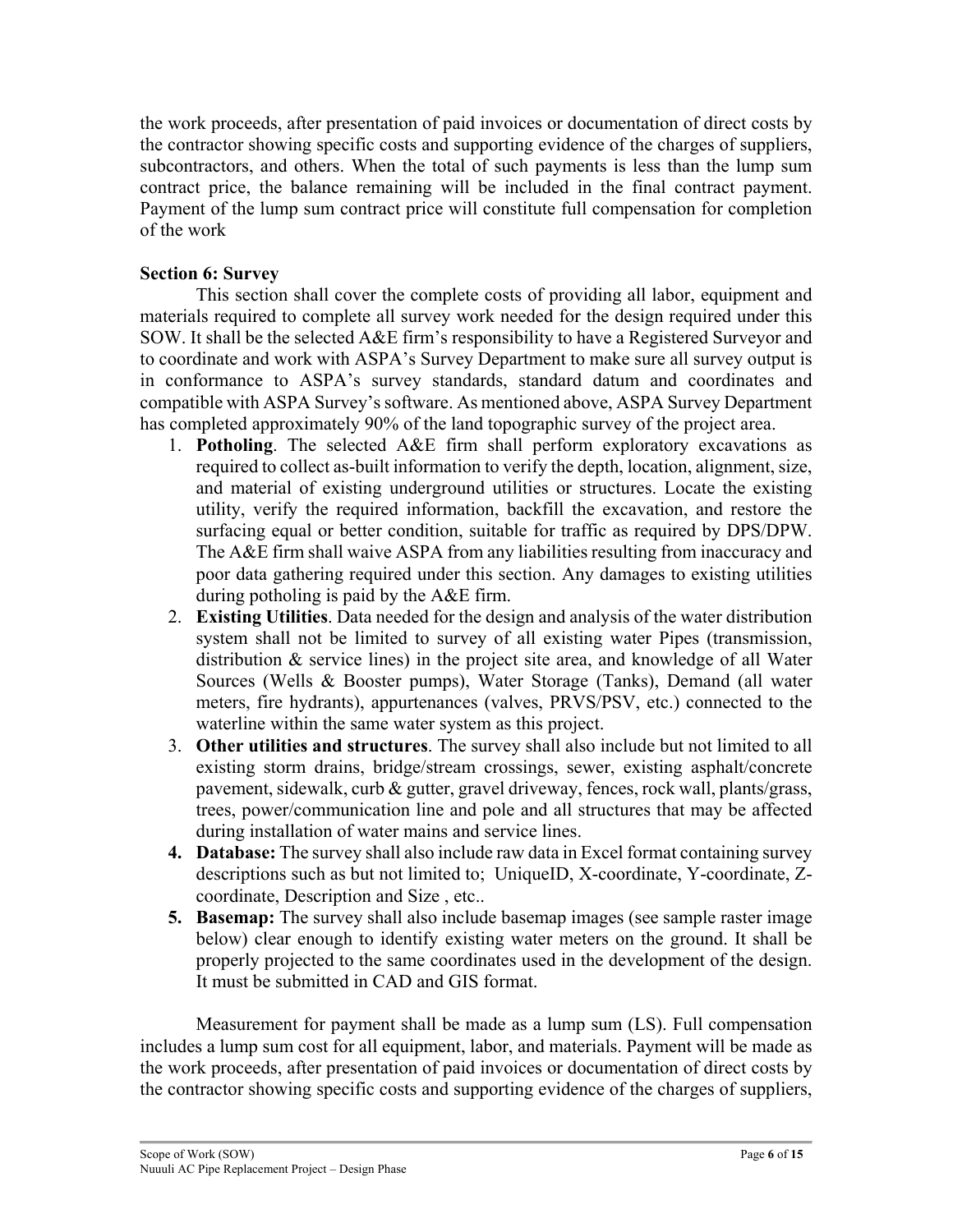the work proceeds, after presentation of paid invoices or documentation of direct costs by the contractor showing specific costs and supporting evidence of the charges of suppliers, subcontractors, and others. When the total of such payments is less than the lump sum contract price, the balance remaining will be included in the final contract payment. Payment of the lump sum contract price will constitute full compensation for completion of the work

**Section 6: Survey**

This section shall cover the complete costs of providing all labor, equipment and materials required to complete all survey work needed for the design required under this SOW. It shall be the selected A&E firm's responsibility to have a Registered Surveyor and to coordinate and work with ASPA's Survey Department to make sure all survey output is in conformance to ASPA's survey standards, standard datum and coordinates and compatible with ASPA Survey's software. As mentioned above, ASPA Survey Department has completed approximately 90% of the land topographic survey of the project area.

1. **Potholing**. The selected A&E firm shall perform exploratory excavations as required to collect as-built information to verify the depth, location, alignment, size, and material of existing underground utilities or structures. Locate the existing utility, verify the required information, backfill the excavation, and restore the surfacing equal or better condition, suitable for traffic as required by DPS/DPW. The A&E firm shall waive ASPA from any liabilities resulting from inaccuracy and poor data gathering required under this section. Any damages to existing utilities during potholing is paid by the A&E firm.
2. **Existing Utilities**. Data needed for the design and analysis of the water distribution system shall not be limited to survey of all existing water Pipes (transmission, distribution & service lines) in the project site area, and knowledge of all Water Sources (Wells & Booster pumps), Water Storage (Tanks), Demand (all water meters, fire hydrants), appurtenances (valves, PRVS/PSV, etc.) connected to the waterline within the same water system as this project.
3. **Other utilities and structures**. The survey shall also include but not limited to all existing storm drains, bridge/stream crossings, sewer, existing asphalt/concrete pavement, sidewalk, curb & gutter, gravel driveway, fences, rock wall, plants/grass, trees, power/communication line and pole and all structures that may be affected during installation of water mains and service lines.
4. **Database:** The survey shall also include raw data in Excel format containing survey descriptions such as but not limited to; UniqueID, X-coordinate, Y-coordinate, Z-coordinate, Description and Size , etc..
5. **Basemap:** The survey shall also include basemap images (see sample raster image below) clear enough to identify existing water meters on the ground. It shall be properly projected to the same coordinates used in the development of the design. It must be submitted in CAD and GIS format.

Measurement for payment shall be made as a lump sum (LS). Full compensation includes a lump sum cost for all equipment, labor, and materials. Payment will be made as the work proceeds, after presentation of paid invoices or documentation of direct costs by the contractor showing specific costs and supporting evidence of the charges of suppliers,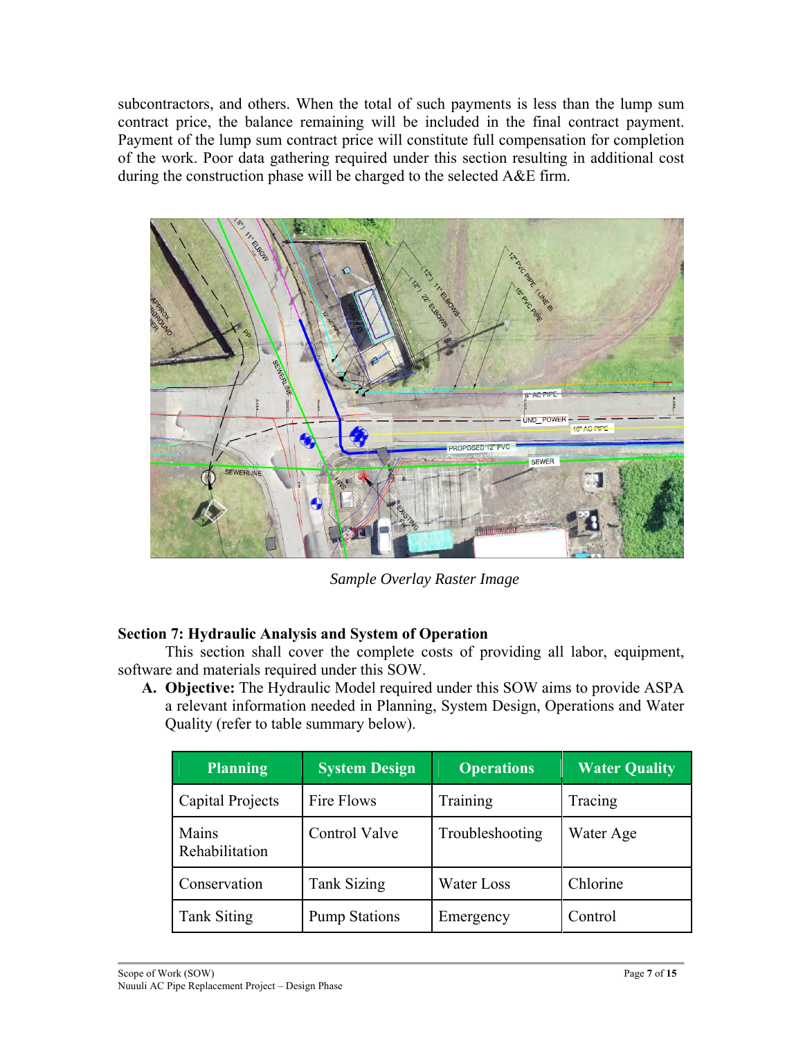subcontractors, and others. When the total of such payments is less than the lump sum contract price, the balance remaining will be included in the final contract payment. Payment of the lump sum contract price will constitute full compensation for completion of the work. Poor data gathering required under this section resulting in additional cost during the construction phase will be charged to the selected A&E firm.

*Sample Overlay Raster Image*

**Section 7: Hydraulic Analysis and System of Operation**

This section shall cover the complete costs of providing all labor, equipment, software and materials required under this SOW.

**A. Objective:** The Hydraulic Model required under this SOW aims to provide ASPA a relevant information needed in Planning, System Design, Operations and Water Quality (refer to table summary below).

| Planning | System Design | Operations | Water Quality |
|---|---|---|---|
| Capital Projects | Fire Flows | Training | Tracing |
| Mains Rehabilitation | Control Valve | Troubleshooting | Water Age |
| Conservation | Tank Sizing | Water Loss | Chlorine |
| Tank Siting | Pump Stations | Emergency | Control |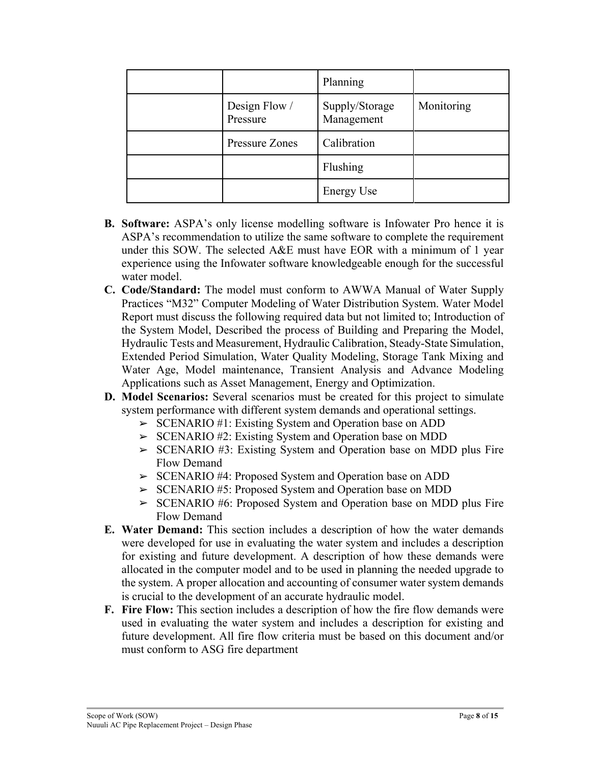| | | | |
|---|---|---|---|
| | | Planning | |
| | Design Flow / Pressure | Supply/Storage Management | Monitoring |
| | Pressure Zones | Calibration | |
| | | Flushing | |
| | | Energy Use | |

**B. Software:** ASPA's only license modelling software is Infowater Pro hence it is ASPA's recommendation to utilize the same software to complete the requirement under this SOW. The selected A&E must have EOR with a minimum of 1 year experience using the Infowater software knowledgeable enough for the successful water model.

**C. Code/Standard:** The model must conform to AWWA Manual of Water Supply Practices "M32" Computer Modeling of Water Distribution System. Water Model Report must discuss the following required data but not limited to; Introduction of the System Model, Described the process of Building and Preparing the Model, Hydraulic Tests and Measurement, Hydraulic Calibration, Steady-State Simulation, Extended Period Simulation, Water Quality Modeling, Storage Tank Mixing and Water Age, Model maintenance, Transient Analysis and Advance Modeling Applications such as Asset Management, Energy and Optimization.

**D. Model Scenarios:** Several scenarios must be created for this project to simulate system performance with different system demands and operational settings.

- SCENARIO #1: Existing System and Operation base on ADD
- SCENARIO #2: Existing System and Operation base on MDD
- SCENARIO #3: Existing System and Operation base on MDD plus Fire Flow Demand
- SCENARIO #4: Proposed System and Operation base on ADD
- SCENARIO #5: Proposed System and Operation base on MDD
- SCENARIO #6: Proposed System and Operation base on MDD plus Fire Flow Demand

**E. Water Demand:** This section includes a description of how the water demands were developed for use in evaluating the water system and includes a description for existing and future development. A description of how these demands were allocated in the computer model and to be used in planning the needed upgrade to the system. A proper allocation and accounting of consumer water system demands is crucial to the development of an accurate hydraulic model.

**F. Fire Flow:** This section includes a description of how the fire flow demands were used in evaluating the water system and includes a description for existing and future development. All fire flow criteria must be based on this document and/or must conform to ASG fire department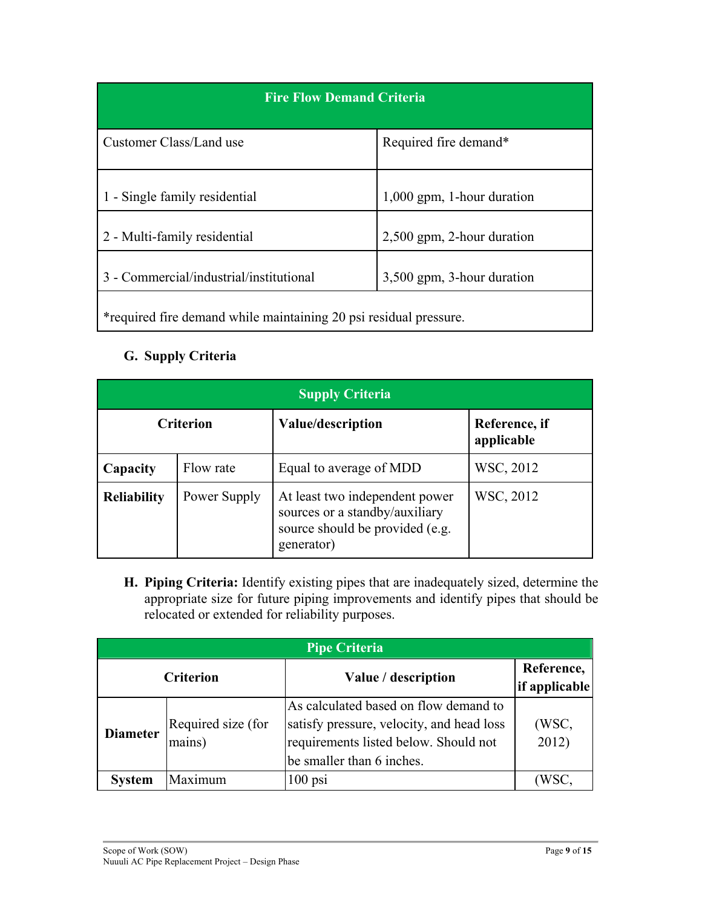| Fire Flow Demand Criteria | |
|---|---|
| Customer Class/Land use | Required fire demand* |
| 1 - Single family residential | 1,000 gpm, 1-hour duration |
| 2 - Multi-family residential | 2,500 gpm, 2-hour duration |
| 3 - Commercial/industrial/institutional | 3,500 gpm, 3-hour duration |
| *required fire demand while maintaining 20 psi residual pressure. | |

**G. Supply Criteria**

| Supply Criteria | | | |
|---|---|---|---|
| **Criterion** | | **Value/description** | **Reference, if applicable** |
| **Capacity** | Flow rate | Equal to average of MDD | WSC, 2012 |
| **Reliability** | Power Supply | At least two independent power sources or a standby/auxiliary source should be provided (e.g. generator) | WSC, 2012 |

**H. Piping Criteria:** Identify existing pipes that are inadequately sized, determine the appropriate size for future piping improvements and identify pipes that should be relocated or extended for reliability purposes.

| Pipe Criteria | | | |
|---|---|---|---|
| **Criterion** | | **Value / description** | **Reference, if applicable** |
| **Diameter** | Required size (for mains) | As calculated based on flow demand to satisfy pressure, velocity, and head loss requirements listed below. Should not be smaller than 6 inches. | (WSC, 2012) |
| **System** | Maximum | 100 psi | (WSC, |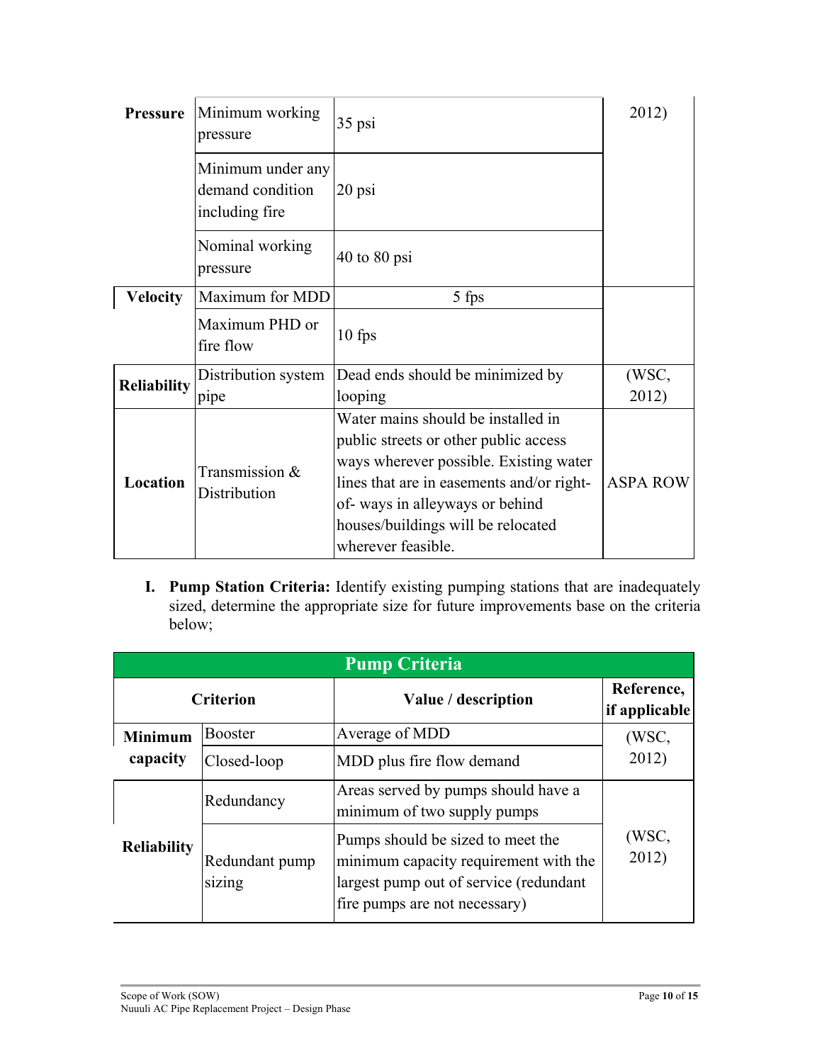| | | | |
|---|---|---|---|
| **Pressure** | Minimum working pressure | 35 psi | 2012) |
| | Minimum under any demand condition including fire | 20 psi | |
| | Nominal working pressure | 40 to 80 psi | |
| **Velocity** | Maximum for MDD | 5 fps | |
| | Maximum PHD or fire flow | 10 fps | |
| **Reliability** | Distribution system pipe | Dead ends should be minimized by looping | (WSC, 2012) |
| **Location** | Transmission & Distribution | Water mains should be installed in public streets or other public access ways wherever possible. Existing water lines that are in easements and/or right-of- ways in alleyways or behind houses/buildings will be relocated wherever feasible. | ASPA ROW |

I. **Pump Station Criteria:** Identify existing pumping stations that are inadequately sized, determine the appropriate size for future improvements base on the criteria below;

| **Pump Criteria** | | | |
|---|---|---|---|
| **Criterion** | | **Value / description** | **Reference, if applicable** |
| **Minimum capacity** | Booster | Average of MDD | (WSC, 2012) |
| | Closed-loop | MDD plus fire flow demand | |
| **Reliability** | Redundancy | Areas served by pumps should have a minimum of two supply pumps | (WSC, 2012) |
| | Redundant pump sizing | Pumps should be sized to meet the minimum capacity requirement with the largest pump out of service (redundant fire pumps are not necessary) | |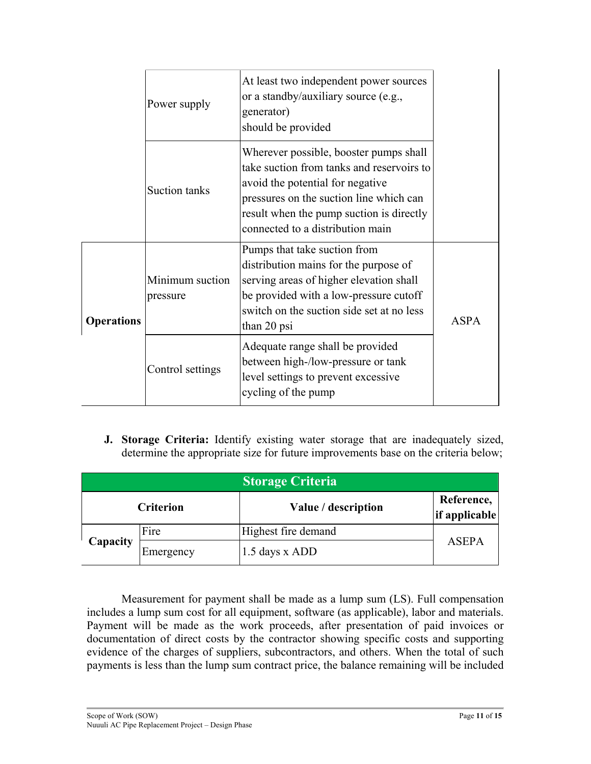| | | | |
|---|---|---|---|
| | Power supply | At least two independent power sources or a standby/auxiliary source (e.g., generator) should be provided | |
| | Suction tanks | Wherever possible, booster pumps shall take suction from tanks and reservoirs to avoid the potential for negative pressures on the suction line which can result when the pump suction is directly connected to a distribution main | |
| **Operations** | Minimum suction pressure | Pumps that take suction from distribution mains for the purpose of serving areas of higher elevation shall be provided with a low-pressure cutoff switch on the suction side set at no less than 20 psi | ASPA |
| | Control settings | Adequate range shall be provided between high-/low-pressure or tank level settings to prevent excessive cycling of the pump | |

**J. Storage Criteria:** Identify existing water storage that are inadequately sized, determine the appropriate size for future improvements base on the criteria below;

| **Storage Criteria** | | | |
|---|---|---|---|
| **Criterion** | | **Value / description** | **Reference, if applicable** |
| **Capacity** | Fire | Highest fire demand | ASEPA |
| | Emergency | 1.5 days x ADD | |

Measurement for payment shall be made as a lump sum (LS). Full compensation includes a lump sum cost for all equipment, software (as applicable), labor and materials. Payment will be made as the work proceeds, after presentation of paid invoices or documentation of direct costs by the contractor showing specific costs and supporting evidence of the charges of suppliers, subcontractors, and others. When the total of such payments is less than the lump sum contract price, the balance remaining will be included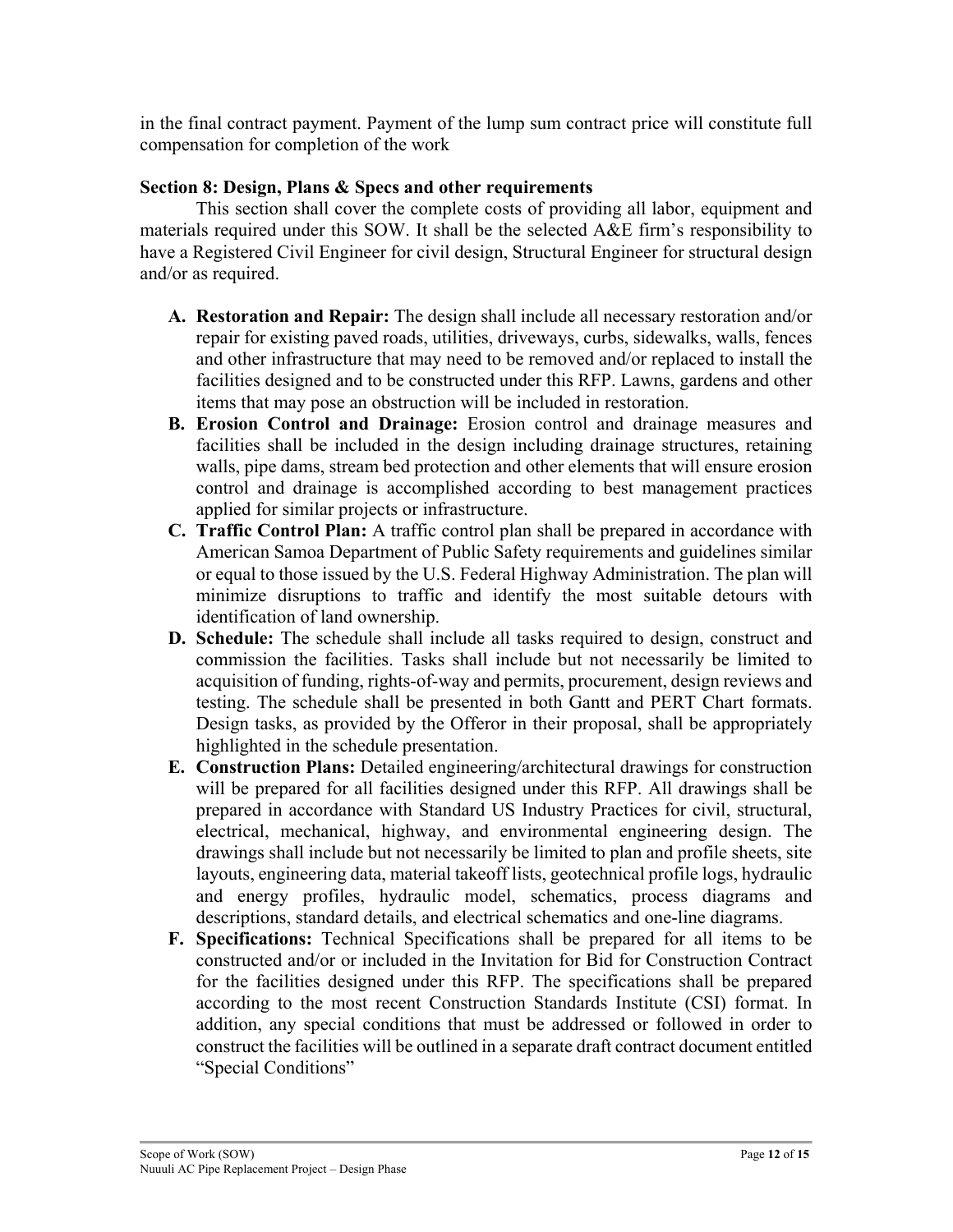in the final contract payment. Payment of the lump sum contract price will constitute full compensation for completion of the work

**Section 8: Design, Plans & Specs and other requirements**

This section shall cover the complete costs of providing all labor, equipment and materials required under this SOW. It shall be the selected A&E firm's responsibility to have a Registered Civil Engineer for civil design, Structural Engineer for structural design and/or as required.

- **A. Restoration and Repair:** The design shall include all necessary restoration and/or repair for existing paved roads, utilities, driveways, curbs, sidewalks, walls, fences and other infrastructure that may need to be removed and/or replaced to install the facilities designed and to be constructed under this RFP. Lawns, gardens and other items that may pose an obstruction will be included in restoration.
- **B. Erosion Control and Drainage:** Erosion control and drainage measures and facilities shall be included in the design including drainage structures, retaining walls, pipe dams, stream bed protection and other elements that will ensure erosion control and drainage is accomplished according to best management practices applied for similar projects or infrastructure.
- **C. Traffic Control Plan:** A traffic control plan shall be prepared in accordance with American Samoa Department of Public Safety requirements and guidelines similar or equal to those issued by the U.S. Federal Highway Administration. The plan will minimize disruptions to traffic and identify the most suitable detours with identification of land ownership.
- **D. Schedule:** The schedule shall include all tasks required to design, construct and commission the facilities. Tasks shall include but not necessarily be limited to acquisition of funding, rights-of-way and permits, procurement, design reviews and testing. The schedule shall be presented in both Gantt and PERT Chart formats. Design tasks, as provided by the Offeror in their proposal, shall be appropriately highlighted in the schedule presentation.
- **E. Construction Plans:** Detailed engineering/architectural drawings for construction will be prepared for all facilities designed under this RFP. All drawings shall be prepared in accordance with Standard US Industry Practices for civil, structural, electrical, mechanical, highway, and environmental engineering design. The drawings shall include but not necessarily be limited to plan and profile sheets, site layouts, engineering data, material takeoff lists, geotechnical profile logs, hydraulic and energy profiles, hydraulic model, schematics, process diagrams and descriptions, standard details, and electrical schematics and one-line diagrams.
- **F. Specifications:** Technical Specifications shall be prepared for all items to be constructed and/or or included in the Invitation for Bid for Construction Contract for the facilities designed under this RFP. The specifications shall be prepared according to the most recent Construction Standards Institute (CSI) format. In addition, any special conditions that must be addressed or followed in order to construct the facilities will be outlined in a separate draft contract document entitled "Special Conditions"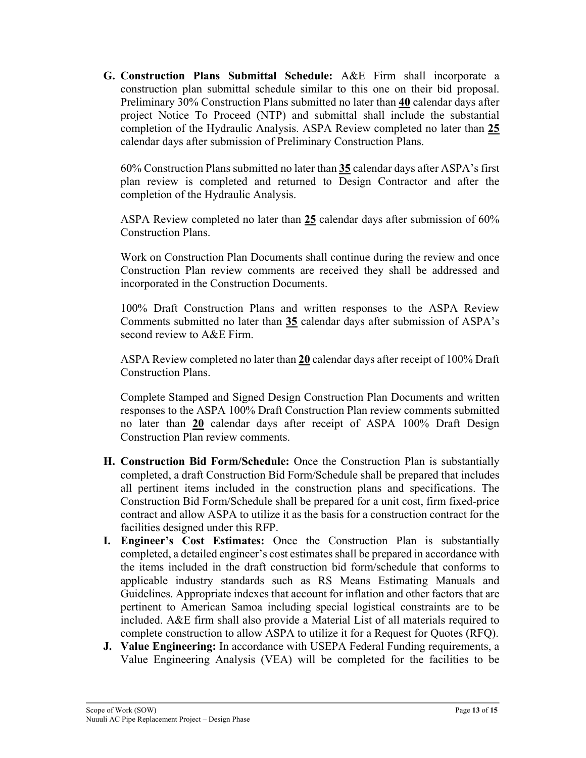G. **Construction Plans Submittal Schedule:** A&E Firm shall incorporate a construction plan submittal schedule similar to this one on their bid proposal. Preliminary 30% Construction Plans submitted no later than **40** calendar days after project Notice To Proceed (NTP) and submittal shall include the substantial completion of the Hydraulic Analysis. ASPA Review completed no later than **25** calendar days after submission of Preliminary Construction Plans.

   60% Construction Plans submitted no later than **35** calendar days after ASPA's first plan review is completed and returned to Design Contractor and after the completion of the Hydraulic Analysis.

   ASPA Review completed no later than **25** calendar days after submission of 60% Construction Plans.

   Work on Construction Plan Documents shall continue during the review and once Construction Plan review comments are received they shall be addressed and incorporated in the Construction Documents.

   100% Draft Construction Plans and written responses to the ASPA Review Comments submitted no later than **35** calendar days after submission of ASPA's second review to A&E Firm.

   ASPA Review completed no later than **20** calendar days after receipt of 100% Draft Construction Plans.

   Complete Stamped and Signed Design Construction Plan Documents and written responses to the ASPA 100% Draft Construction Plan review comments submitted no later than **20** calendar days after receipt of ASPA 100% Draft Design Construction Plan review comments.

H. **Construction Bid Form/Schedule:** Once the Construction Plan is substantially completed, a draft Construction Bid Form/Schedule shall be prepared that includes all pertinent items included in the construction plans and specifications. The Construction Bid Form/Schedule shall be prepared for a unit cost, firm fixed-price contract and allow ASPA to utilize it as the basis for a construction contract for the facilities designed under this RFP.

I. **Engineer's Cost Estimates:** Once the Construction Plan is substantially completed, a detailed engineer's cost estimates shall be prepared in accordance with the items included in the draft construction bid form/schedule that conforms to applicable industry standards such as RS Means Estimating Manuals and Guidelines. Appropriate indexes that account for inflation and other factors that are pertinent to American Samoa including special logistical constraints are to be included. A&E firm shall also provide a Material List of all materials required to complete construction to allow ASPA to utilize it for a Request for Quotes (RFQ).

J. **Value Engineering:** In accordance with USEPA Federal Funding requirements, a Value Engineering Analysis (VEA) will be completed for the facilities to be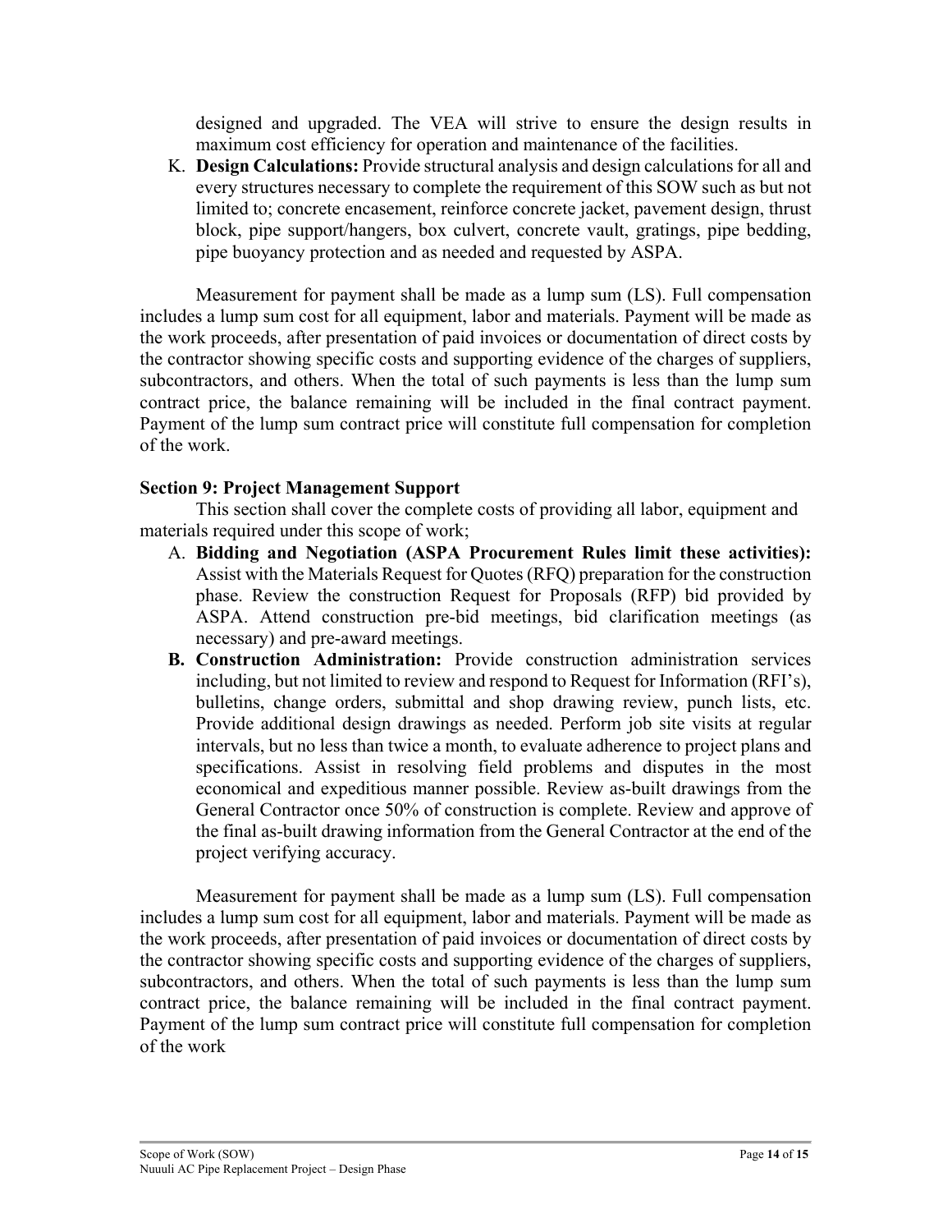designed and upgraded. The VEA will strive to ensure the design results in maximum cost efficiency for operation and maintenance of the facilities.

K. **Design Calculations:** Provide structural analysis and design calculations for all and every structures necessary to complete the requirement of this SOW such as but not limited to; concrete encasement, reinforce concrete jacket, pavement design, thrust block, pipe support/hangers, box culvert, concrete vault, gratings, pipe bedding, pipe buoyancy protection and as needed and requested by ASPA.

Measurement for payment shall be made as a lump sum (LS). Full compensation includes a lump sum cost for all equipment, labor and materials. Payment will be made as the work proceeds, after presentation of paid invoices or documentation of direct costs by the contractor showing specific costs and supporting evidence of the charges of suppliers, subcontractors, and others. When the total of such payments is less than the lump sum contract price, the balance remaining will be included in the final contract payment. Payment of the lump sum contract price will constitute full compensation for completion of the work.

**Section 9: Project Management Support**

This section shall cover the complete costs of providing all labor, equipment and materials required under this scope of work;

A. **Bidding and Negotiation (ASPA Procurement Rules limit these activities):** Assist with the Materials Request for Quotes (RFQ) preparation for the construction phase. Review the construction Request for Proposals (RFP) bid provided by ASPA. Attend construction pre-bid meetings, bid clarification meetings (as necessary) and pre-award meetings.

**B. Construction Administration:** Provide construction administration services including, but not limited to review and respond to Request for Information (RFI's), bulletins, change orders, submittal and shop drawing review, punch lists, etc. Provide additional design drawings as needed. Perform job site visits at regular intervals, but no less than twice a month, to evaluate adherence to project plans and specifications. Assist in resolving field problems and disputes in the most economical and expeditious manner possible. Review as-built drawings from the General Contractor once 50% of construction is complete. Review and approve of the final as-built drawing information from the General Contractor at the end of the project verifying accuracy.

Measurement for payment shall be made as a lump sum (LS). Full compensation includes a lump sum cost for all equipment, labor and materials. Payment will be made as the work proceeds, after presentation of paid invoices or documentation of direct costs by the contractor showing specific costs and supporting evidence of the charges of suppliers, subcontractors, and others. When the total of such payments is less than the lump sum contract price, the balance remaining will be included in the final contract payment. Payment of the lump sum contract price will constitute full compensation for completion of the work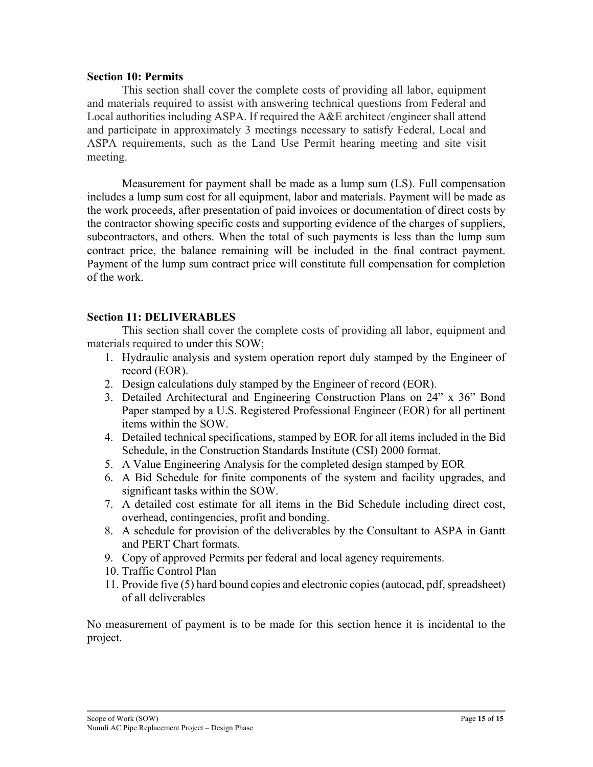**Section 10: Permits**

This section shall cover the complete costs of providing all labor, equipment and materials required to assist with answering technical questions from Federal and Local authorities including ASPA. If required the A&E architect /engineer shall attend and participate in approximately 3 meetings necessary to satisfy Federal, Local and ASPA requirements, such as the Land Use Permit hearing meeting and site visit meeting.

Measurement for payment shall be made as a lump sum (LS). Full compensation includes a lump sum cost for all equipment, labor and materials. Payment will be made as the work proceeds, after presentation of paid invoices or documentation of direct costs by the contractor showing specific costs and supporting evidence of the charges of suppliers, subcontractors, and others. When the total of such payments is less than the lump sum contract price, the balance remaining will be included in the final contract payment. Payment of the lump sum contract price will constitute full compensation for completion of the work.

**Section 11: DELIVERABLES**

This section shall cover the complete costs of providing all labor, equipment and materials required to under this SOW;

1. Hydraulic analysis and system operation report duly stamped by the Engineer of record (EOR).
2. Design calculations duly stamped by the Engineer of record (EOR).
3. Detailed Architectural and Engineering Construction Plans on 24" x 36" Bond Paper stamped by a U.S. Registered Professional Engineer (EOR) for all pertinent items within the SOW.
4. Detailed technical specifications, stamped by EOR for all items included in the Bid Schedule, in the Construction Standards Institute (CSI) 2000 format.
5. A Value Engineering Analysis for the completed design stamped by EOR
6. A Bid Schedule for finite components of the system and facility upgrades, and significant tasks within the SOW.
7. A detailed cost estimate for all items in the Bid Schedule including direct cost, overhead, contingencies, profit and bonding.
8. A schedule for provision of the deliverables by the Consultant to ASPA in Gantt and PERT Chart formats.
9. Copy of approved Permits per federal and local agency requirements.
10. Traffic Control Plan
11. Provide five (5) hard bound copies and electronic copies (autocad, pdf, spreadsheet) of all deliverables

No measurement of payment is to be made for this section hence it is incidental to the project.